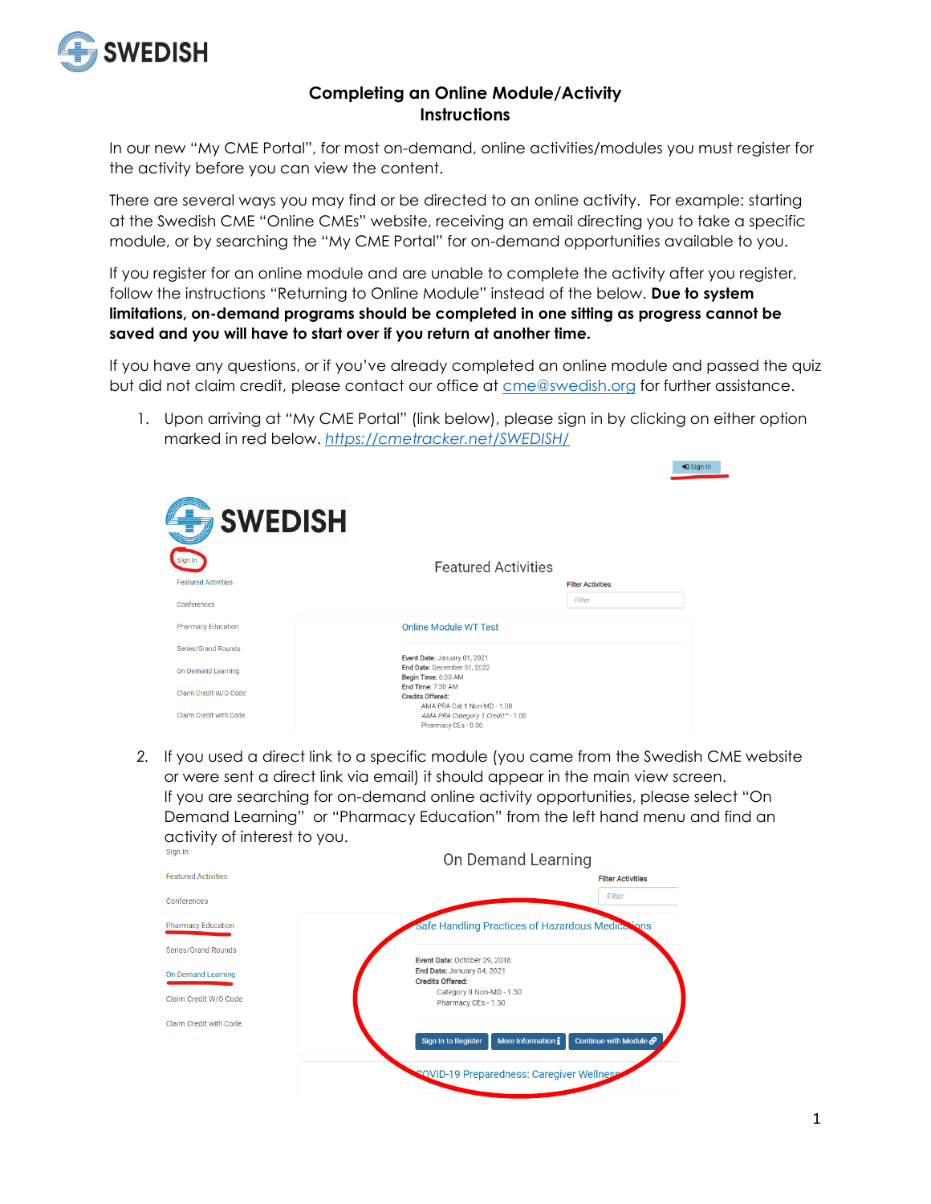# Completing an Online Module/Activity Instructions

In our new "My CME Portal", for most on-demand, online activities/modules you must register for the activity before you can view the content.

There are several ways you may find or be directed to an online activity. For example: starting at the Swedish CME "Online CMEs" website, receiving an email directing you to take a specific module, or by searching the "My CME Portal" for on-demand opportunities available to you.

If you register for an online module and are unable to complete the activity after you register, follow the instructions "Returning to Online Module" instead of the below. **Due to system limitations, on-demand programs should be completed in one sitting as progress cannot be saved and you will have to start over if you return at another time.**

If you have any questions, or if you've already completed an online module and passed the quiz but did not claim credit, please contact our office at cme@swedish.org for further assistance.

1. Upon arriving at "My CME Portal" (link below), please sign in by clicking on either option marked in red below. *https://cmetracker.net/SWEDISH/*

2. If you used a direct link to a specific module (you came from the Swedish CME website or were sent a direct link via email) it should appear in the main view screen.
   If you are searching for on-demand online activity opportunities, please select "On Demand Learning" or "Pharmacy Education" from the left hand menu and find an activity of interest to you.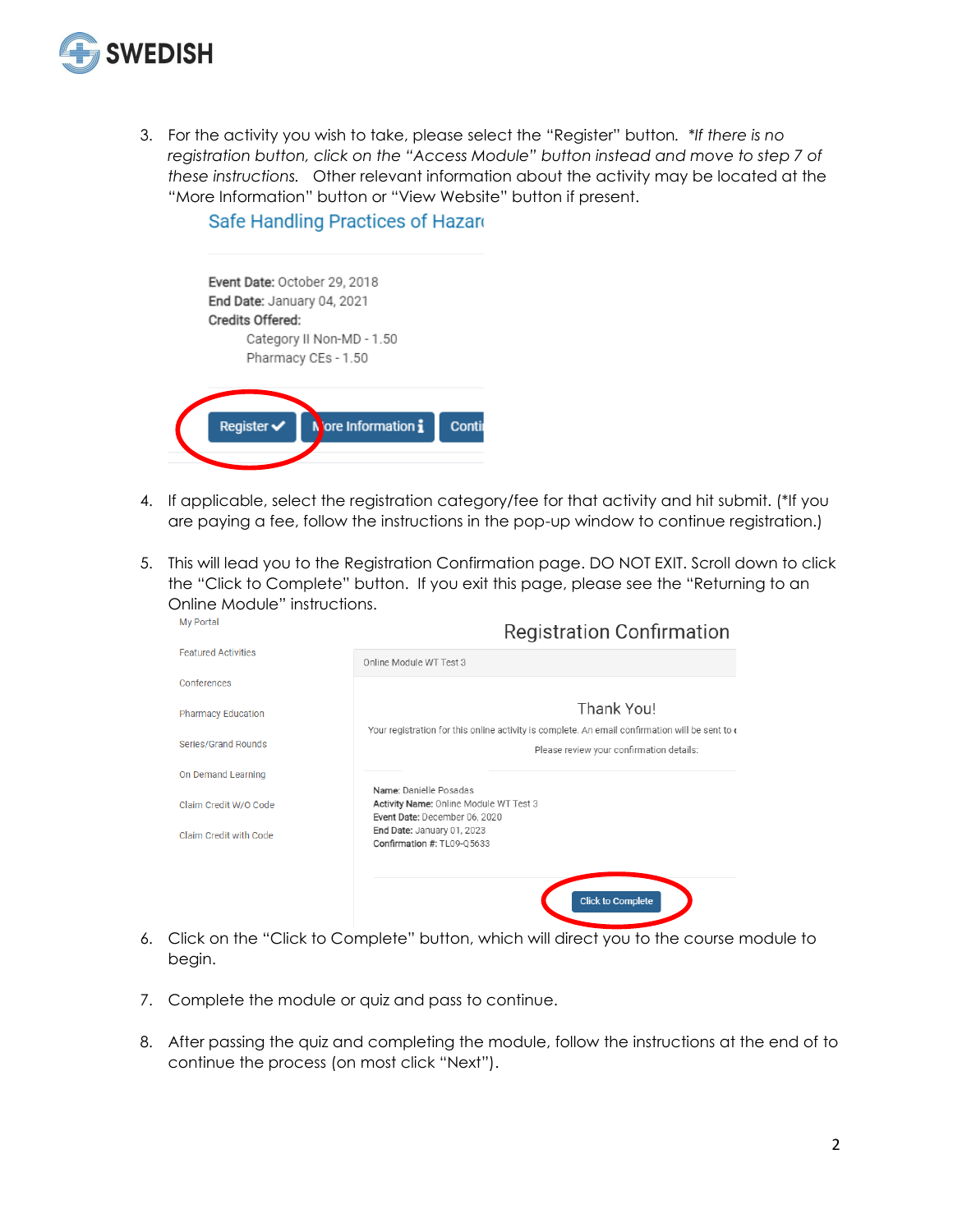3. For the activity you wish to take, please select the "Register" button. *\*If there is no registration button, click on the "Access Module" button instead and move to step 7 of these instructions.* Other relevant information about the activity may be located at the "More Information" button or "View Website" button if present.

   Safe Handling Practices of Hazar

   **Event Date:** October 29, 2018
   **End Date:** January 04, 2021
   **Credits Offered:**
   Category II Non-MD - 1.50
   Pharmacy CEs - 1.50

   Register ✔ | More Information ℹ | Conti

4. If applicable, select the registration category/fee for that activity and hit submit. (\*If you are paying a fee, follow the instructions in the pop-up window to continue registration.)

5. This will lead you to the Registration Confirmation page. DO NOT EXIT. Scroll down to click the "Click to Complete" button. If you exit this page, please see the "Returning to an Online Module" instructions.

   My Portal
   Featured Activities
   Conferences
   Pharmacy Education
   Series/Grand Rounds
   On Demand Learning
   Claim Credit W/O Code
   Claim Credit with Code

   Registration Confirmation

   Online Module WT Test 3

   Thank You!

   Your registration for this online activity is complete. An email confirmation will be sent to

   Please review your confirmation details:

   **Name:** Danielle Posadas
   **Activity Name:** Online Module WT Test 3
   **Event Date:** December 06, 2020
   **End Date:** January 01, 2023
   **Confirmation #:** TL09-Q5633

   Click to Complete

6. Click on the "Click to Complete" button, which will direct you to the course module to begin.

7. Complete the module or quiz and pass to continue.

8. After passing the quiz and completing the module, follow the instructions at the end of to continue the process (on most click "Next").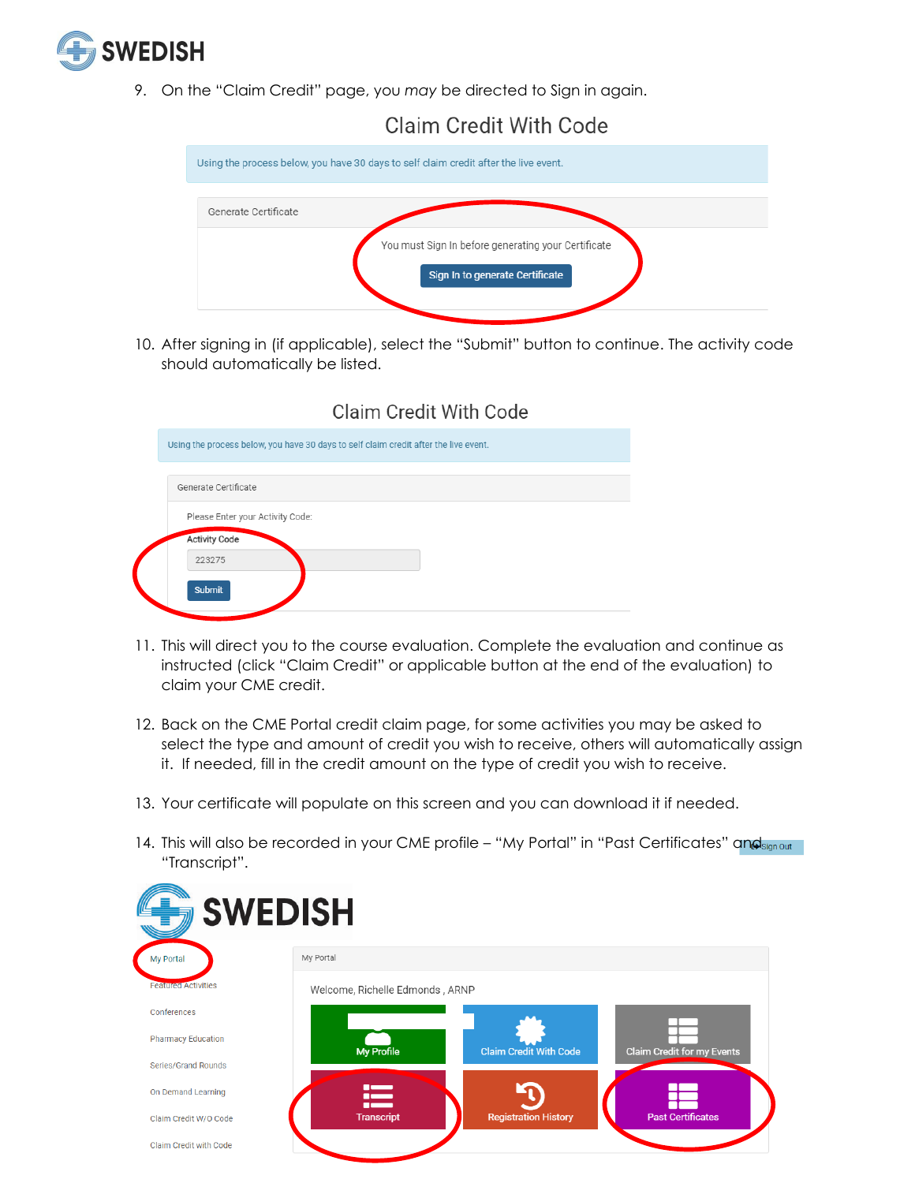9. On the "Claim Credit" page, you *may* be directed to Sign in again.

Claim Credit With Code

Using the process below, you have 30 days to self claim credit after the live event.

Generate Certificate

You must Sign In before generating your Certificate

Sign In to generate Certificate

10. After signing in (if applicable), select the "Submit" button to continue. The activity code should automatically be listed.

Claim Credit With Code

Using the process below, you have 30 days to self claim credit after the live event.

Generate Certificate

Please Enter your Activity Code:

Activity Code

223275

Submit

11. This will direct you to the course evaluation. Complete the evaluation and continue as instructed (click "Claim Credit" or applicable button at the end of the evaluation) to claim your CME credit.

12. Back on the CME Portal credit claim page, for some activities you may be asked to select the type and amount of credit you wish to receive, others will automatically assign it. If needed, fill in the credit amount on the type of credit you wish to receive.

13. Your certificate will populate on this screen and you can download it if needed.

14. This will also be recorded in your CME profile – "My Portal" in "Past Certificates" and "Transcript".

Sign Out

SWEDISH

My Portal
Featured Activities
Conferences
Pharmacy Education
Series/Grand Rounds
On Demand Learning
Claim Credit W/O Code
Claim Credit with Code

My Portal

Welcome, Richelle Edmonds , ARNP

My Profile
Claim Credit With Code
Claim Credit for my Events
Transcript
Registration History
Past Certificates